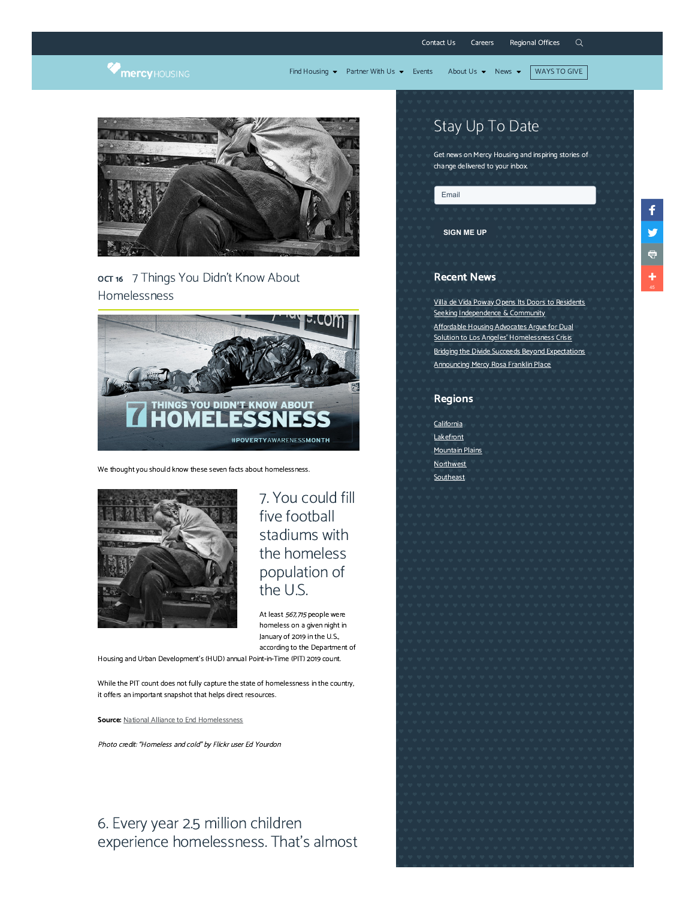Contact Us Careers Regional Offices

Find Housing Partner With Us Events About Us News WAYS TO GIVE

OCT 16 7 Things You Didn't Know About Homelessness

We thought you should know these seven facts about homelessness.

## 7. You could fill five football stadiums with the homeless population of the U.S.

At least *567,715* people were homeless on a given night in January of 2019 in the U.S., according to the Department of Housing and Urban Development's (HUD) annual Point-in-Time (PIT) 2019 count.

While the PIT count does not fully capture the state of homelessness in the country, it offers an important snapshot that helps direct resources.

**Source:** National Alliance to End Homelessness

*Photo credit: "Homeless and cold" by Flickr user Ed Yourdon*

## 6. Every year 2.5 million children experience homelessness. That's almost

## Stay Up To Date

Get news on Mercy Housing and inspiring stories of change delivered to your inbox.

Email

SIGN ME UP

### Recent News

- Villa de Vida Poway Opens Its Doors to Residents Seeking Independence & Community
- Affordable Housing Advocates Argue for Dual Solution to Los Angeles' Homelessness Crisis
- Bridging the Divide Succeeds Beyond Expectations
- Announcing Mercy Rosa Franklin Place

### Regions

- California
- Lakefront
- Mountain Plains
- Northwest
- Southeast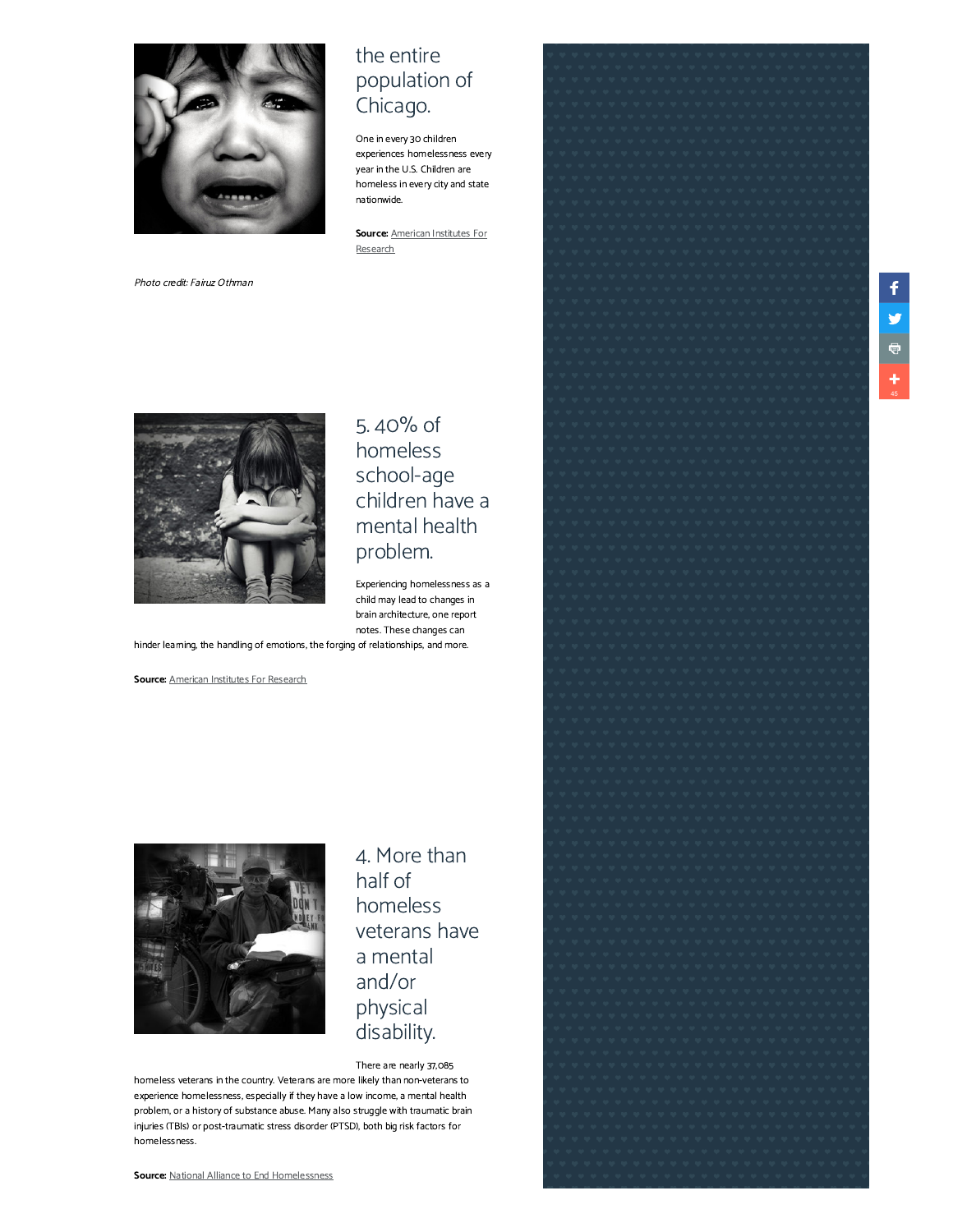the entire population of Chicago.

One in every 30 children experiences homelessness every year in the U.S. Children are homeless in every city and state nationwide.

**Source:** American Institutes For Research

*Photo credit: Fairuz Othman*

## 5. 40% of homeless school-age children have a mental health problem.

Experiencing homelessness as a child may lead to changes in brain architecture, one report notes. These changes can hinder learning, the handling of emotions, the forging of relationships, and more.

**Source:** American Institutes For Research

## 4. More than half of homeless veterans have a mental and/or physical disability.

There are nearly 37,085 homeless veterans in the country. Veterans are more likely than non-veterans to experience homelessness, especially if they have a low income, a mental health problem, or a history of substance abuse. Many also struggle with traumatic brain injuries (TBIs) or post-traumatic stress disorder (PTSD), both big risk factors for homelessness.

**Source:** National Alliance to End Homelessness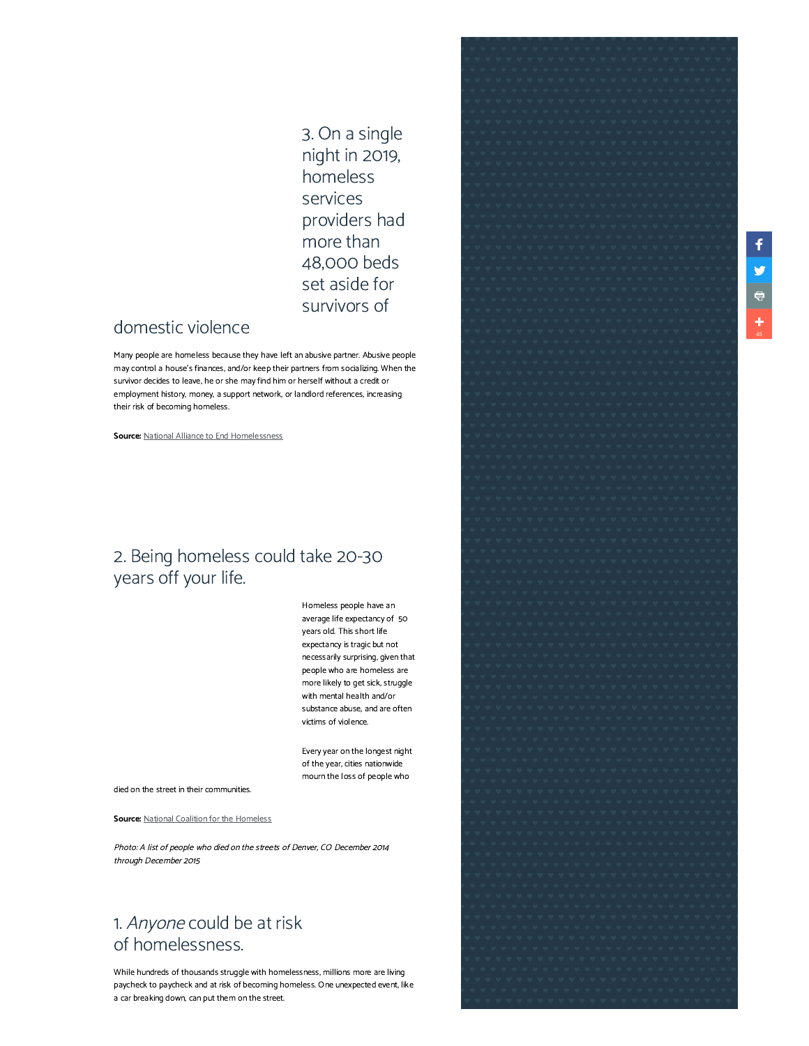## 3. On a single night in 2019, homeless services providers had more than 48,000 beds set aside for survivors of domestic violence

Many people are homeless because they have left an abusive partner. Abusive people may control a house's finances, and/or keep their partners from socializing. When the survivor decides to leave, he or she may find him or herself without a credit or employment history, money, a support network, or landlord references, increasing their risk of becoming homeless.

**Source:** National Alliance to End Homelessness

## 2. Being homeless could take 20-30 years off your life.

Homeless people have an average life expectancy of 50 years old. This short life expectancy is tragic but not necessarily surprising, given that people who are homeless are more likely to get sick, struggle with mental health and/or substance abuse, and are often victims of violence.

Every year on the longest night of the year, cities nationwide mourn the loss of people who died on the street in their communities.

**Source:** National Coalition for the Homeless

*Photo: A list of people who died on the streets of Denver, CO December 2014 through December 2015*

## 1. *Anyone* could be at risk of homelessness.

While hundreds of thousands struggle with homelessness, millions more are living paycheck to paycheck and at risk of becoming homeless. One unexpected event, like a car breaking down, can put them on the street.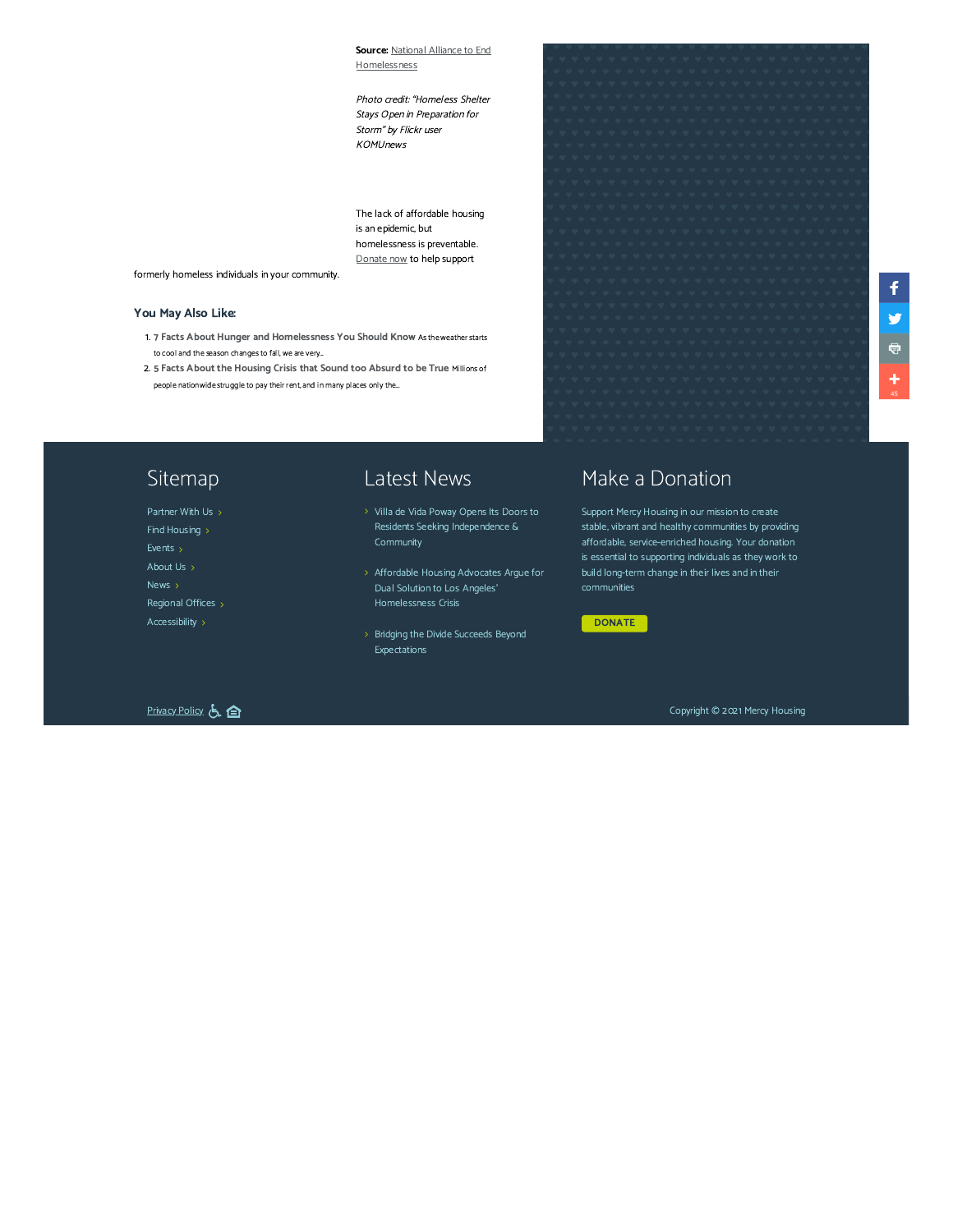**Source:** National Alliance to End Homelessness

*Photo credit: "Homeless Shelter Stays Open in Preparation for Storm" by Flickr user KOMUnews*

The lack of affordable housing is an epidemic, but homelessness is preventable. Donate now to help support formerly homeless individuals in your community.

### You May Also Like:

1. **7 Facts About Hunger and Homelessness You Should Know** As the weather starts to cool and the season changes to fall, we are very...
2. **5 Facts About the Housing Crisis that Sound too Absurd to be True** Millions of people nationwide struggle to pay their rent, and in many places only the...

## Sitemap

- Partner With Us ›
- Find Housing ›
- Events ›
- About Us ›
- News ›
- Regional Offices ›
- Accessibility ›

## Latest News

- Villa de Vida Poway Opens Its Doors to Residents Seeking Independence & Community
- Affordable Housing Advocates Argue for Dual Solution to Los Angeles' Homelessness Crisis
- Bridging the Divide Succeeds Beyond Expectations

## Make a Donation

Support Mercy Housing in our mission to create stable, vibrant and healthy communities by providing affordable, service-enriched housing. Your donation is essential to supporting individuals as they work to build long-term change in their lives and in their communities

DONATE

Privacy Policy

Copyright © 2021 Mercy Housing